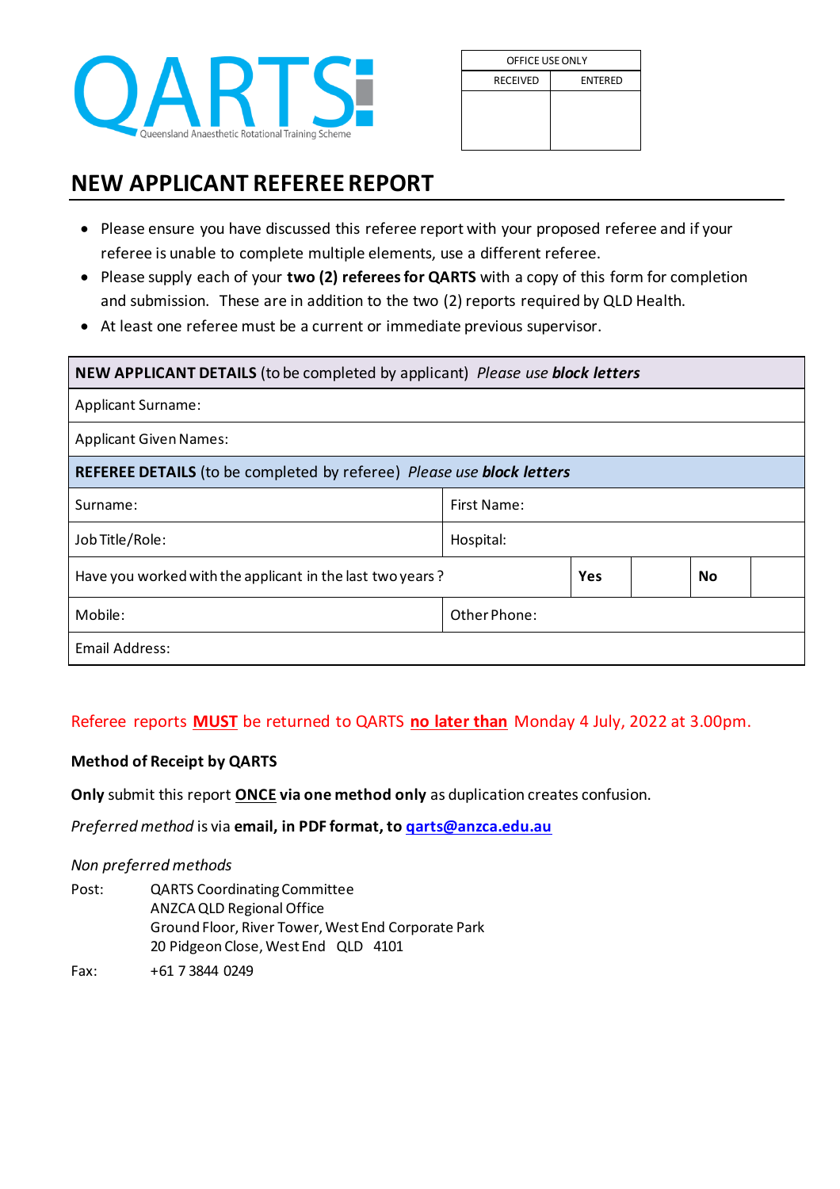QARTS
Queensland Anaesthetic Rotational Training Scheme

| OFFICE USE ONLY | |
|---|---|
| RECEIVED | ENTERED |
| | |

# NEW APPLICANT REFEREE REPORT

- Please ensure you have discussed this referee report with your proposed referee and if your referee is unable to complete multiple elements, use a different referee.
- Please supply each of your **two (2) referees for QARTS** with a copy of this form for completion and submission. These are in addition to the two (2) reports required by QLD Health.
- At least one referee must be a current or immediate previous supervisor.

| **NEW APPLICANT DETAILS** (to be completed by applicant) *Please use **block letters*** | | | | |
|---|---|---|---|---|
| Applicant Surname: | | | | |
| Applicant Given Names: | | | | |
| **REFEREE DETAILS** (to be completed by referee) *Please use **block letters*** | | | | |
| Surname: | First Name: | | | |
| Job Title/Role: | Hospital: | | | |
| Have you worked with the applicant in the last two years? | **Yes** | | **No** | |
| Mobile: | Other Phone: | | | |
| Email Address: | | | | |

Referee reports **MUST** be returned to QARTS **no later than** Monday 4 July, 2022 at 3.00pm.

**Method of Receipt by QARTS**

**Only** submit this report **ONCE via one method only** as duplication creates confusion.

*Preferred method* is via **email, in PDF format, to qarts@anzca.edu.au**

*Non preferred methods*

Post: QARTS Coordinating Committee
ANZCA QLD Regional Office
Ground Floor, River Tower, West End Corporate Park
20 Pidgeon Close, West End QLD 4101

Fax: +61 7 3844 0249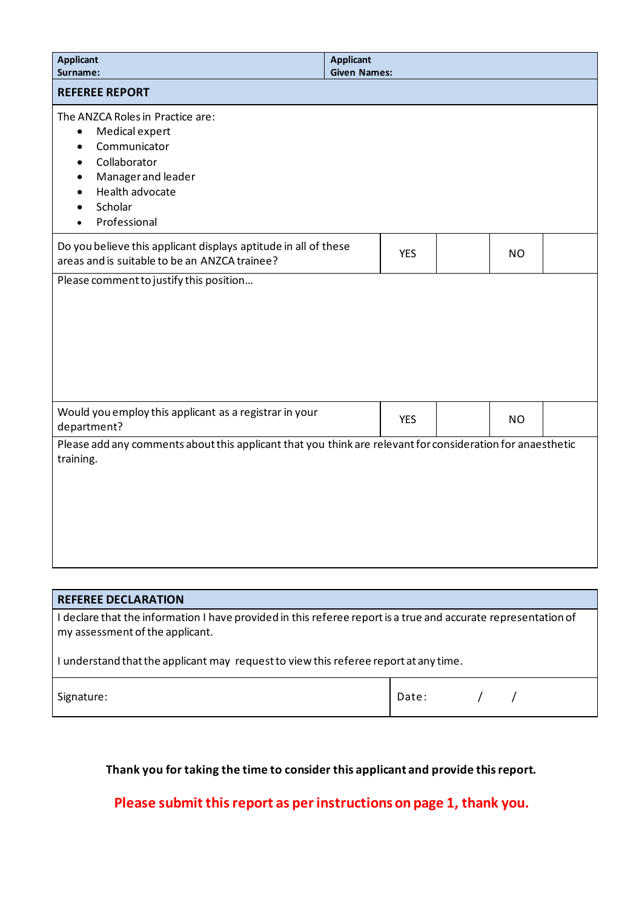| **Applicant Surname:** | **Applicant Given Names:** |
|---|---|

## REFEREE REPORT

The ANZCA Roles in Practice are:

- Medical expert
- Communicator
- Collaborator
- Manager and leader
- Health advocate
- Scholar
- Professional

| | | | | |
|---|---|---|---|---|
| Do you believe this applicant displays aptitude in all of these areas and is suitable to be an ANZCA trainee? | YES | | NO | |

Please comment to justify this position…

| | | | | |
|---|---|---|---|---|
| Would you employ this applicant as a registrar in your department? | YES | | NO | |

Please add any comments about this applicant that you think are relevant for consideration for anaesthetic training.

## REFEREE DECLARATION

I declare that the information I have provided in this referee report is a true and accurate representation of my assessment of the applicant.

I understand that the applicant may request to view this referee report at any time.

| | |
|---|---|
| Signature: | Date: / / |

**Thank you for taking the time to consider this applicant and provide this report.**

**Please submit this report as per instructions on page 1, thank you.**